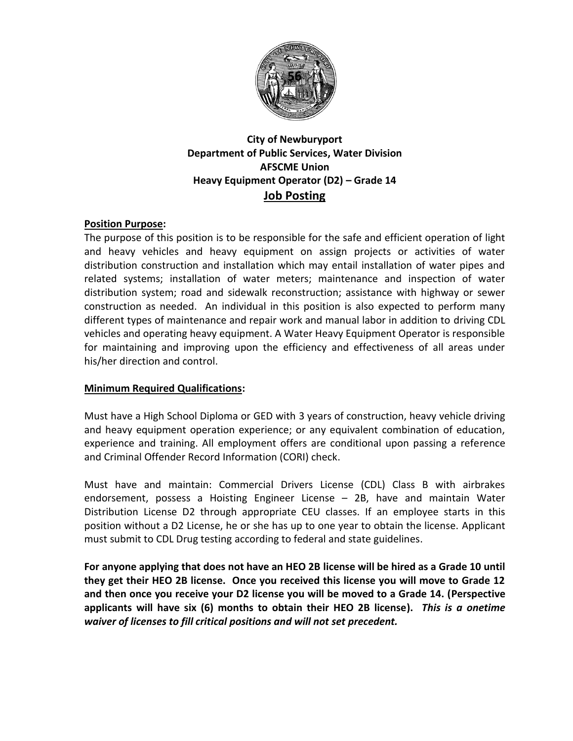**City of Newburyport**
**Department of Public Services, Water Division**
**AFSCME Union**
**Heavy Equipment Operator (D2) – Grade 14**

## **Job Posting**

**Position Purpose:**

The purpose of this position is to be responsible for the safe and efficient operation of light and heavy vehicles and heavy equipment on assign projects or activities of water distribution construction and installation which may entail installation of water pipes and related systems; installation of water meters; maintenance and inspection of water distribution system; road and sidewalk reconstruction; assistance with highway or sewer construction as needed. An individual in this position is also expected to perform many different types of maintenance and repair work and manual labor in addition to driving CDL vehicles and operating heavy equipment. A Water Heavy Equipment Operator is responsible for maintaining and improving upon the efficiency and effectiveness of all areas under his/her direction and control.

**Minimum Required Qualifications:**

Must have a High School Diploma or GED with 3 years of construction, heavy vehicle driving and heavy equipment operation experience; or any equivalent combination of education, experience and training. All employment offers are conditional upon passing a reference and Criminal Offender Record Information (CORI) check.

Must have and maintain: Commercial Drivers License (CDL) Class B with airbrakes endorsement, possess a Hoisting Engineer License – 2B, have and maintain Water Distribution License D2 through appropriate CEU classes. If an employee starts in this position without a D2 License, he or she has up to one year to obtain the license. Applicant must submit to CDL Drug testing according to federal and state guidelines.

**For anyone applying that does not have an HEO 2B license will be hired as a Grade 10 until they get their HEO 2B license. Once you received this license you will move to Grade 12 and then once you receive your D2 license you will be moved to a Grade 14. (Perspective applicants will have six (6) months to obtain their HEO 2B license).** ***This is a onetime waiver of licenses to fill critical positions and will not set precedent.***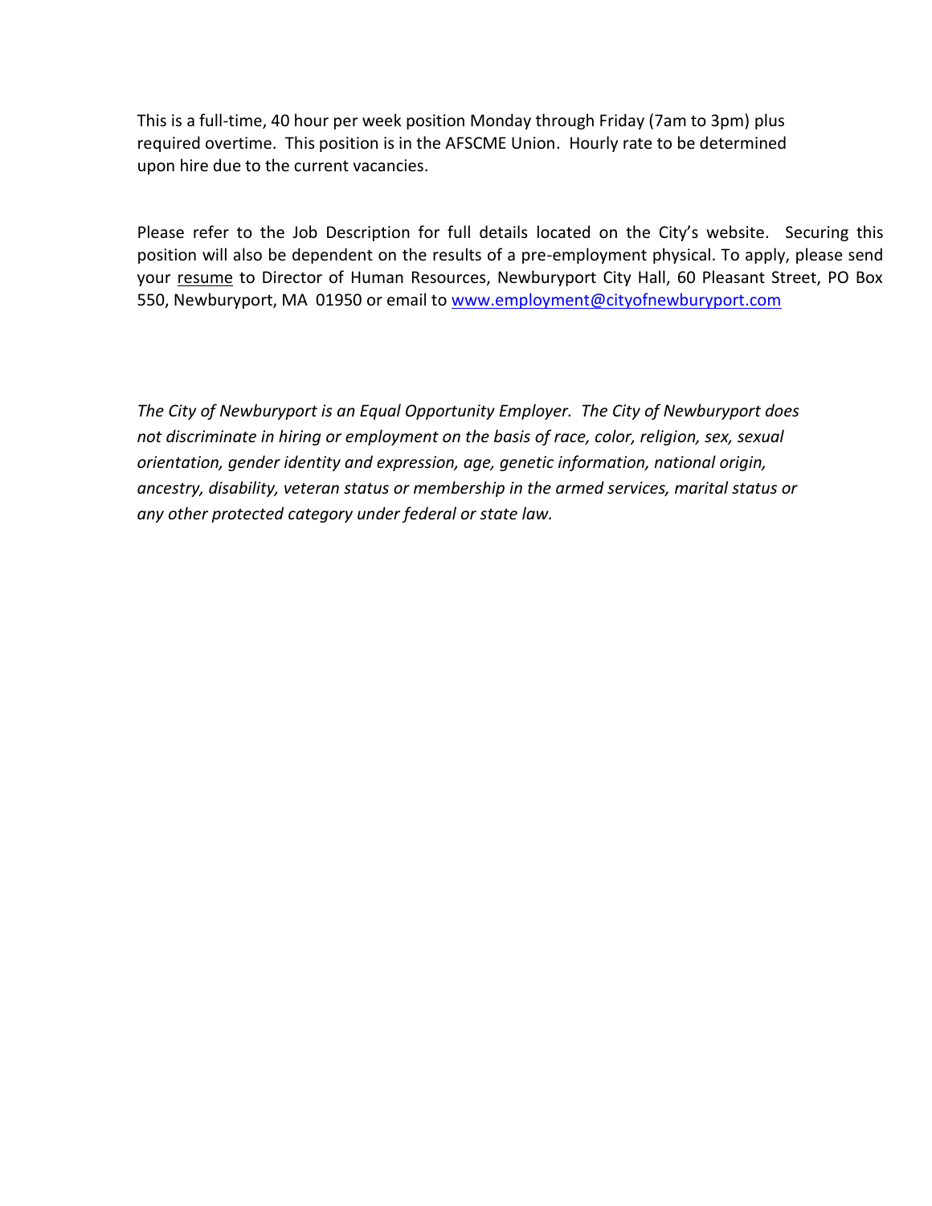This is a full-time, 40 hour per week position Monday through Friday (7am to 3pm) plus required overtime. This position is in the AFSCME Union. Hourly rate to be determined upon hire due to the current vacancies.

Please refer to the Job Description for full details located on the City's website. Securing this position will also be dependent on the results of a pre-employment physical. To apply, please send your resume to Director of Human Resources, Newburyport City Hall, 60 Pleasant Street, PO Box 550, Newburyport, MA 01950 or email to www.employment@cityofnewburyport.com

*The City of Newburyport is an Equal Opportunity Employer. The City of Newburyport does not discriminate in hiring or employment on the basis of race, color, religion, sex, sexual orientation, gender identity and expression, age, genetic information, national origin, ancestry, disability, veteran status or membership in the armed services, marital status or any other protected category under federal or state law.*